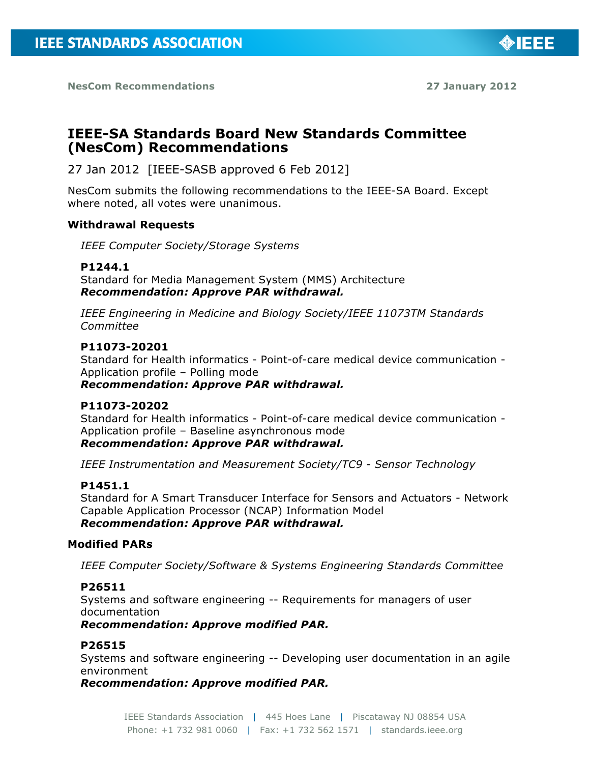NesCom Recommendations 27 January 2012

# IEEE-SA Standards Board New Standards Committee (NesCom) Recommendations

27 Jan 2012 [IEEE-SASB approved 6 Feb 2012]

NesCom submits the following recommendations to the IEEE-SA Board. Except where noted, all votes were unanimous.

### Withdrawal Requests

*IEEE Computer Society/Storage Systems*

**P1244.1**
Standard for Media Management System (MMS) Architecture
***Recommendation: Approve PAR withdrawal.***

*IEEE Engineering in Medicine and Biology Society/IEEE 11073TM Standards Committee*

**P11073-20201**
Standard for Health informatics - Point-of-care medical device communication - Application profile – Polling mode
***Recommendation: Approve PAR withdrawal.***

**P11073-20202**
Standard for Health informatics - Point-of-care medical device communication - Application profile – Baseline asynchronous mode
***Recommendation: Approve PAR withdrawal.***

*IEEE Instrumentation and Measurement Society/TC9 - Sensor Technology*

**P1451.1**
Standard for A Smart Transducer Interface for Sensors and Actuators - Network Capable Application Processor (NCAP) Information Model
***Recommendation: Approve PAR withdrawal.***

### Modified PARs

*IEEE Computer Society/Software & Systems Engineering Standards Committee*

**P26511**
Systems and software engineering -- Requirements for managers of user documentation
***Recommendation: Approve modified PAR.***

**P26515**
Systems and software engineering -- Developing user documentation in an agile environment
***Recommendation: Approve modified PAR.***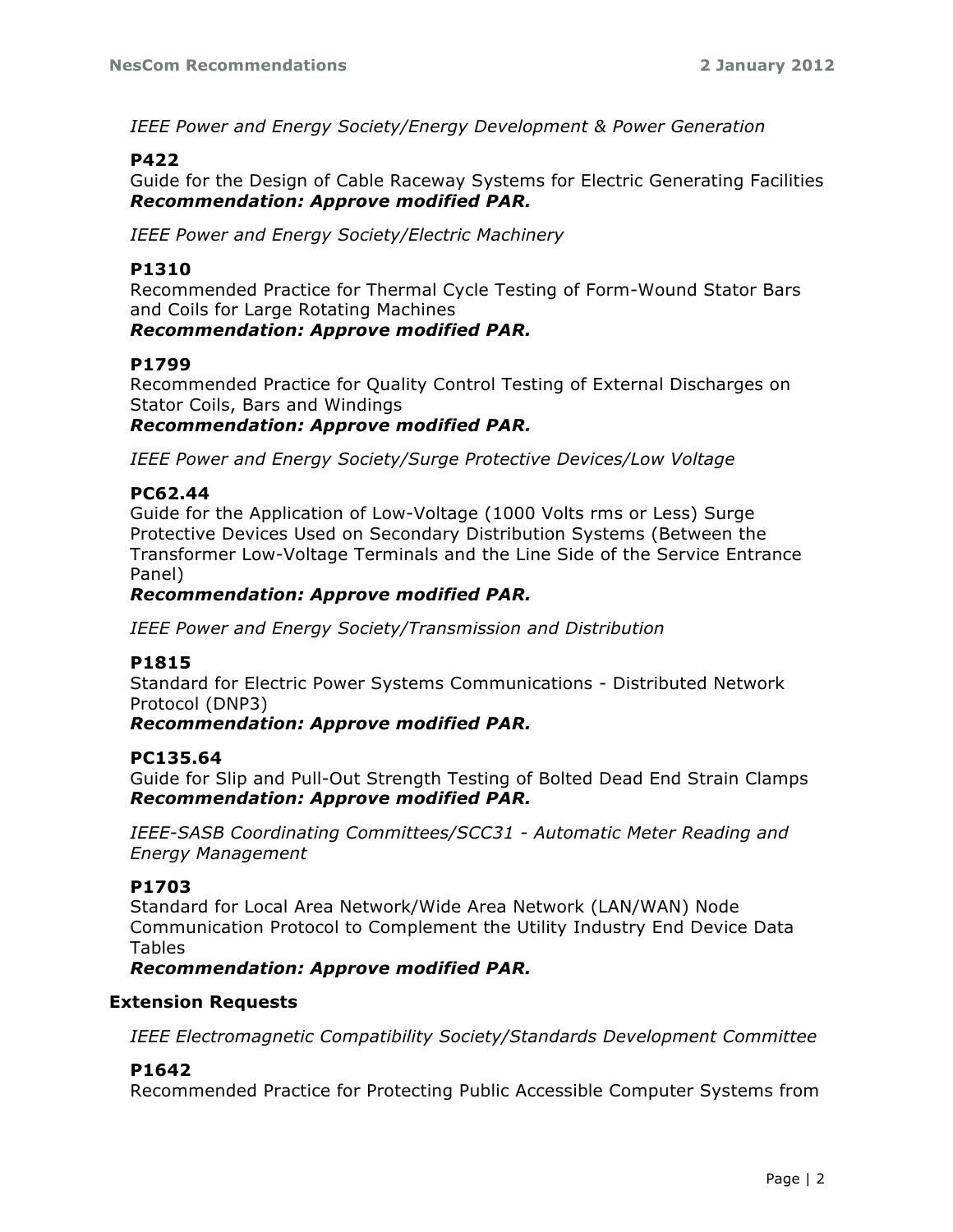*IEEE Power and Energy Society/Energy Development & Power Generation*

**P422**
Guide for the Design of Cable Raceway Systems for Electric Generating Facilities
***Recommendation: Approve modified PAR.***

*IEEE Power and Energy Society/Electric Machinery*

**P1310**
Recommended Practice for Thermal Cycle Testing of Form-Wound Stator Bars and Coils for Large Rotating Machines
***Recommendation: Approve modified PAR.***

**P1799**
Recommended Practice for Quality Control Testing of External Discharges on Stator Coils, Bars and Windings
***Recommendation: Approve modified PAR.***

*IEEE Power and Energy Society/Surge Protective Devices/Low Voltage*

**PC62.44**
Guide for the Application of Low-Voltage (1000 Volts rms or Less) Surge Protective Devices Used on Secondary Distribution Systems (Between the Transformer Low-Voltage Terminals and the Line Side of the Service Entrance Panel)
***Recommendation: Approve modified PAR.***

*IEEE Power and Energy Society/Transmission and Distribution*

**P1815**
Standard for Electric Power Systems Communications - Distributed Network Protocol (DNP3)
***Recommendation: Approve modified PAR.***

**PC135.64**
Guide for Slip and Pull-Out Strength Testing of Bolted Dead End Strain Clamps
***Recommendation: Approve modified PAR.***

*IEEE-SASB Coordinating Committees/SCC31 - Automatic Meter Reading and Energy Management*

**P1703**
Standard for Local Area Network/Wide Area Network (LAN/WAN) Node Communication Protocol to Complement the Utility Industry End Device Data Tables
***Recommendation: Approve modified PAR.***

## Extension Requests

*IEEE Electromagnetic Compatibility Society/Standards Development Committee*

**P1642**
Recommended Practice for Protecting Public Accessible Computer Systems from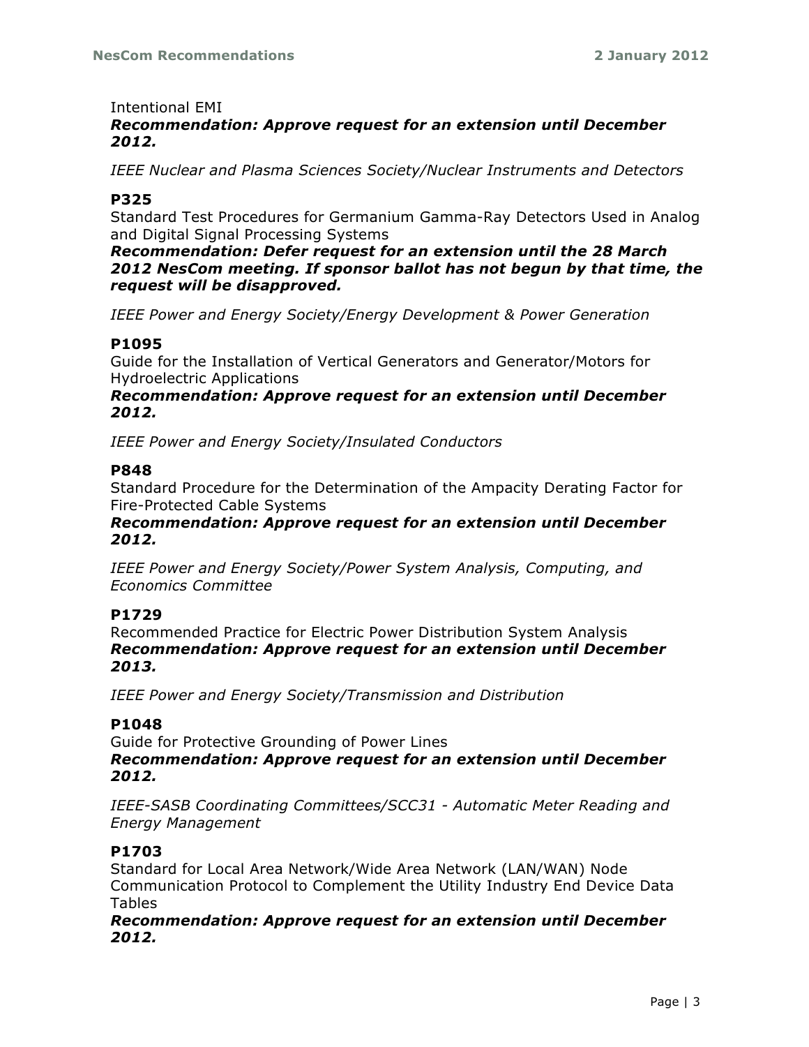Intentional EMI

***Recommendation: Approve request for an extension until December 2012.***

*IEEE Nuclear and Plasma Sciences Society/Nuclear Instruments and Detectors*

**P325**

Standard Test Procedures for Germanium Gamma-Ray Detectors Used in Analog and Digital Signal Processing Systems

***Recommendation: Defer request for an extension until the 28 March 2012 NesCom meeting. If sponsor ballot has not begun by that time, the request will be disapproved.***

*IEEE Power and Energy Society/Energy Development & Power Generation*

**P1095**

Guide for the Installation of Vertical Generators and Generator/Motors for Hydroelectric Applications

***Recommendation: Approve request for an extension until December 2012.***

*IEEE Power and Energy Society/Insulated Conductors*

**P848**

Standard Procedure for the Determination of the Ampacity Derating Factor for Fire-Protected Cable Systems

***Recommendation: Approve request for an extension until December 2012.***

*IEEE Power and Energy Society/Power System Analysis, Computing, and Economics Committee*

**P1729**

Recommended Practice for Electric Power Distribution System Analysis

***Recommendation: Approve request for an extension until December 2013.***

*IEEE Power and Energy Society/Transmission and Distribution*

**P1048**

Guide for Protective Grounding of Power Lines

***Recommendation: Approve request for an extension until December 2012.***

*IEEE-SASB Coordinating Committees/SCC31 - Automatic Meter Reading and Energy Management*

**P1703**

Standard for Local Area Network/Wide Area Network (LAN/WAN) Node Communication Protocol to Complement the Utility Industry End Device Data Tables

***Recommendation: Approve request for an extension until December 2012.***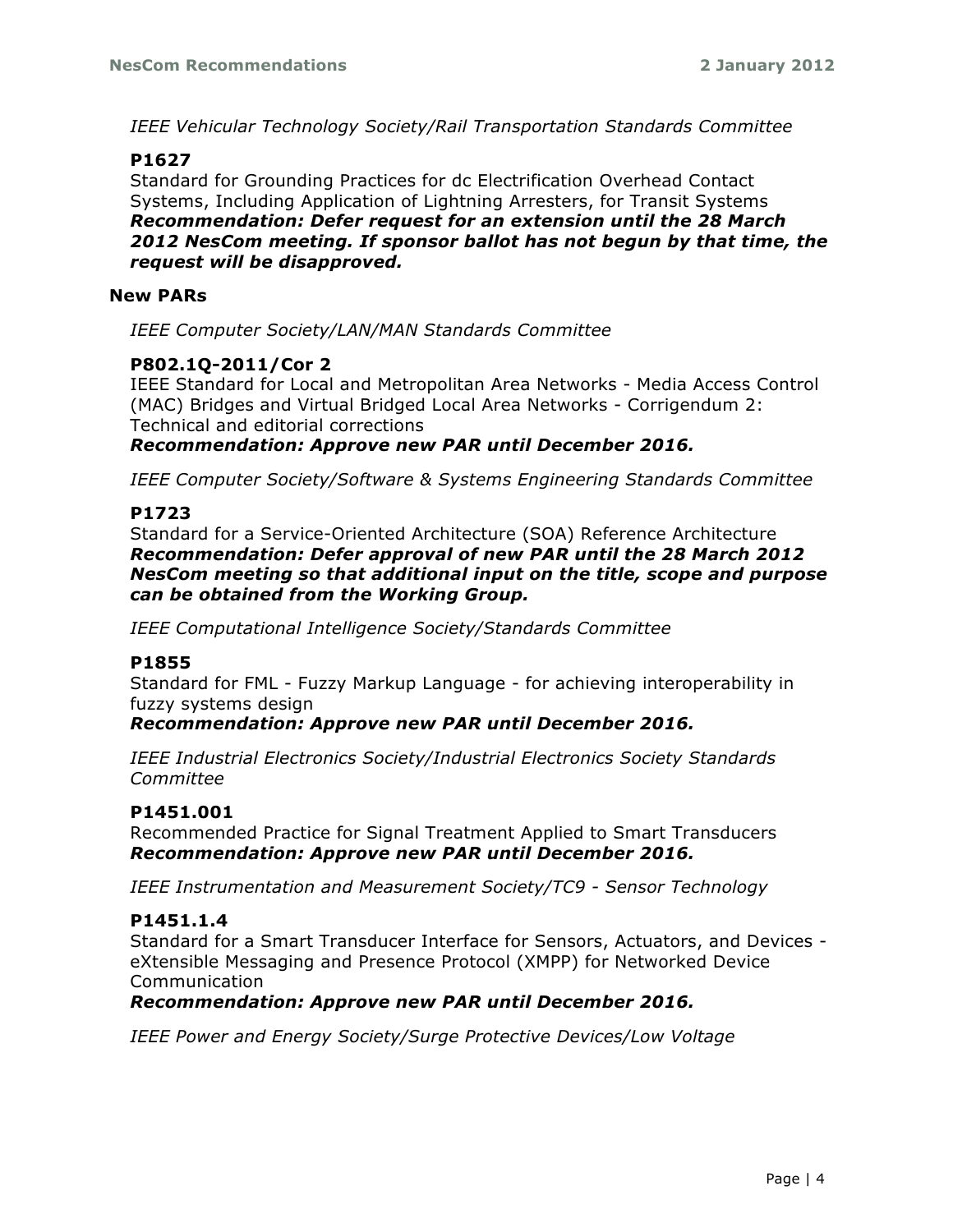*IEEE Vehicular Technology Society/Rail Transportation Standards Committee*

**P1627**

Standard for Grounding Practices for dc Electrification Overhead Contact Systems, Including Application of Lightning Arresters, for Transit Systems

***Recommendation: Defer request for an extension until the 28 March 2012 NesCom meeting. If sponsor ballot has not begun by that time, the request will be disapproved.***

### New PARs

*IEEE Computer Society/LAN/MAN Standards Committee*

**P802.1Q-2011/Cor 2**

IEEE Standard for Local and Metropolitan Area Networks - Media Access Control (MAC) Bridges and Virtual Bridged Local Area Networks - Corrigendum 2: Technical and editorial corrections

***Recommendation: Approve new PAR until December 2016.***

*IEEE Computer Society/Software & Systems Engineering Standards Committee*

**P1723**

Standard for a Service-Oriented Architecture (SOA) Reference Architecture

***Recommendation: Defer approval of new PAR until the 28 March 2012 NesCom meeting so that additional input on the title, scope and purpose can be obtained from the Working Group.***

*IEEE Computational Intelligence Society/Standards Committee*

**P1855**

Standard for FML - Fuzzy Markup Language - for achieving interoperability in fuzzy systems design

***Recommendation: Approve new PAR until December 2016.***

*IEEE Industrial Electronics Society/Industrial Electronics Society Standards Committee*

**P1451.001**

Recommended Practice for Signal Treatment Applied to Smart Transducers

***Recommendation: Approve new PAR until December 2016.***

*IEEE Instrumentation and Measurement Society/TC9 - Sensor Technology*

**P1451.1.4**

Standard for a Smart Transducer Interface for Sensors, Actuators, and Devices - eXtensible Messaging and Presence Protocol (XMPP) for Networked Device Communication

***Recommendation: Approve new PAR until December 2016.***

*IEEE Power and Energy Society/Surge Protective Devices/Low Voltage*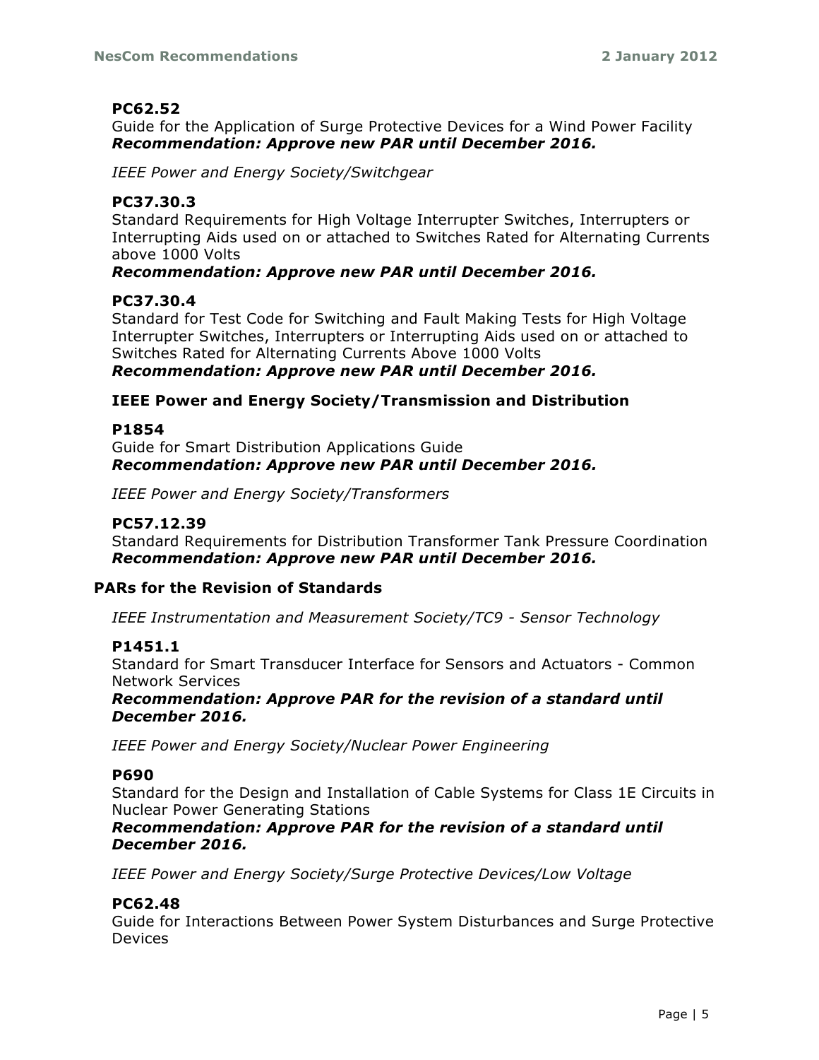**PC62.52**
Guide for the Application of Surge Protective Devices for a Wind Power Facility
***Recommendation: Approve new PAR until December 2016.***

*IEEE Power and Energy Society/Switchgear*

**PC37.30.3**
Standard Requirements for High Voltage Interrupter Switches, Interrupters or Interrupting Aids used on or attached to Switches Rated for Alternating Currents above 1000 Volts
***Recommendation: Approve new PAR until December 2016.***

**PC37.30.4**
Standard for Test Code for Switching and Fault Making Tests for High Voltage Interrupter Switches, Interrupters or Interrupting Aids used on or attached to Switches Rated for Alternating Currents Above 1000 Volts
***Recommendation: Approve new PAR until December 2016.***

**IEEE Power and Energy Society/Transmission and Distribution**

**P1854**
Guide for Smart Distribution Applications Guide
***Recommendation: Approve new PAR until December 2016.***

*IEEE Power and Energy Society/Transformers*

**PC57.12.39**
Standard Requirements for Distribution Transformer Tank Pressure Coordination
***Recommendation: Approve new PAR until December 2016.***

### PARs for the Revision of Standards

*IEEE Instrumentation and Measurement Society/TC9 - Sensor Technology*

**P1451.1**
Standard for Smart Transducer Interface for Sensors and Actuators - Common Network Services
***Recommendation: Approve PAR for the revision of a standard until December 2016.***

*IEEE Power and Energy Society/Nuclear Power Engineering*

**P690**
Standard for the Design and Installation of Cable Systems for Class 1E Circuits in Nuclear Power Generating Stations
***Recommendation: Approve PAR for the revision of a standard until December 2016.***

*IEEE Power and Energy Society/Surge Protective Devices/Low Voltage*

**PC62.48**
Guide for Interactions Between Power System Disturbances and Surge Protective Devices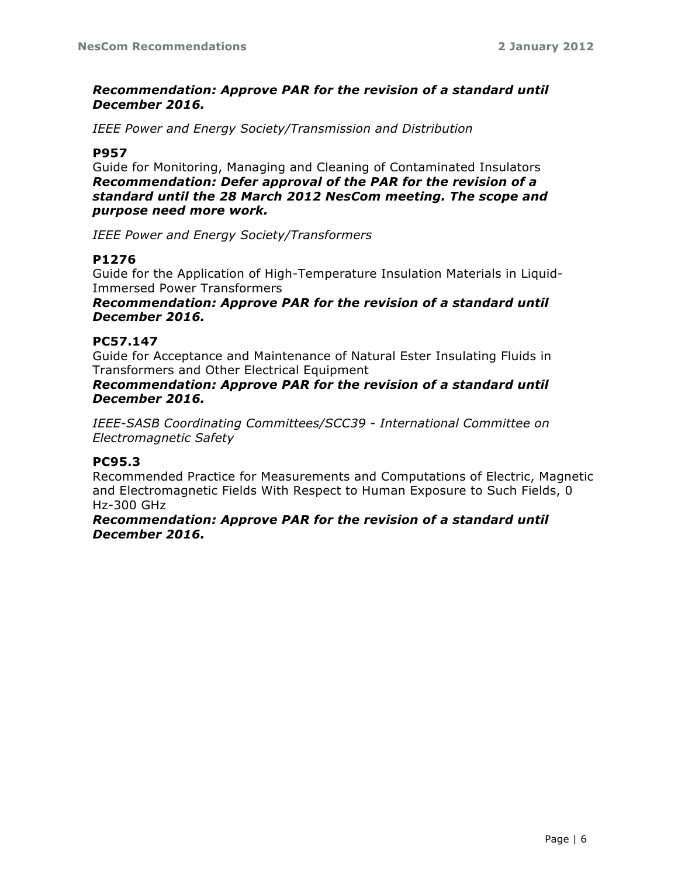***Recommendation: Approve PAR for the revision of a standard until December 2016.***

*IEEE Power and Energy Society/Transmission and Distribution*

**P957**

Guide for Monitoring, Managing and Cleaning of Contaminated Insulators

***Recommendation: Defer approval of the PAR for the revision of a standard until the 28 March 2012 NesCom meeting. The scope and purpose need more work.***

*IEEE Power and Energy Society/Transformers*

**P1276**

Guide for the Application of High-Temperature Insulation Materials in Liquid-Immersed Power Transformers

***Recommendation: Approve PAR for the revision of a standard until December 2016.***

**PC57.147**

Guide for Acceptance and Maintenance of Natural Ester Insulating Fluids in Transformers and Other Electrical Equipment

***Recommendation: Approve PAR for the revision of a standard until December 2016.***

*IEEE-SASB Coordinating Committees/SCC39 - International Committee on Electromagnetic Safety*

**PC95.3**

Recommended Practice for Measurements and Computations of Electric, Magnetic and Electromagnetic Fields With Respect to Human Exposure to Such Fields, 0 Hz-300 GHz

***Recommendation: Approve PAR for the revision of a standard until December 2016.***